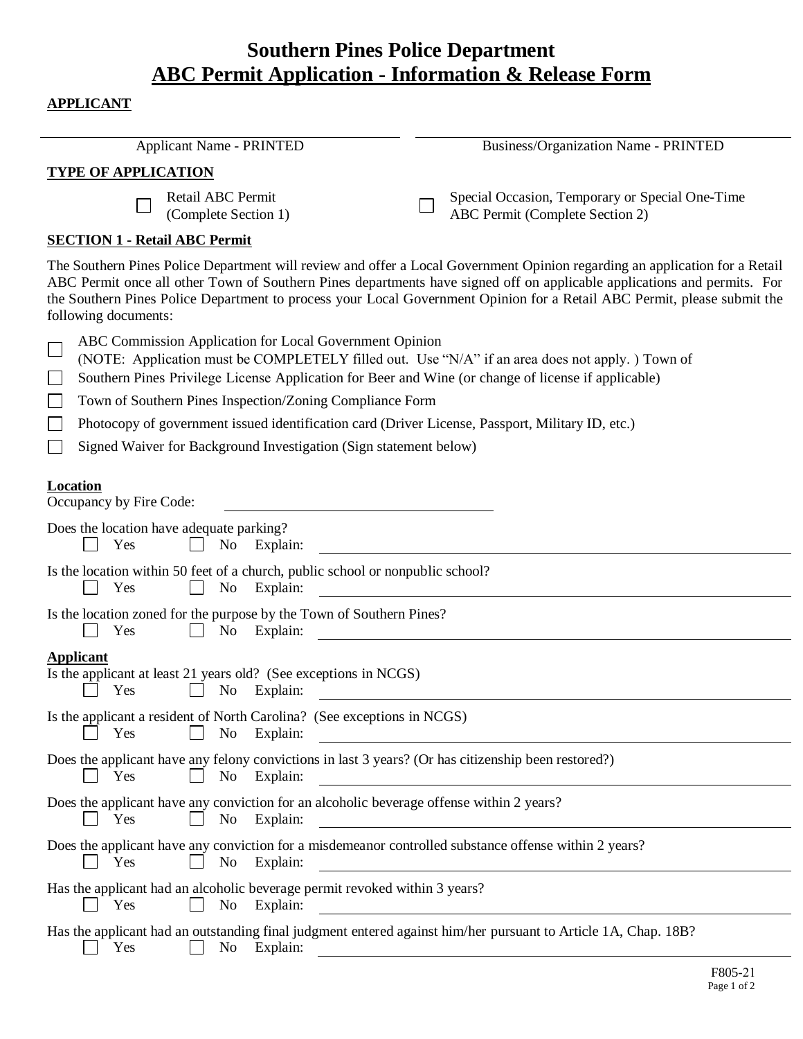# Southern Pines Police Department
## ABC Permit Application - Information & Release Form

**APPLICANT**

\_\_\_\_\_\_\_\_\_\_\_\_\_\_\_\_\_\_\_\_\_\_\_\_\_\_\_\_\_\_\_\_\_\_\_\_\_\_\_\_ Applicant Name - PRINTED

\_\_\_\_\_\_\_\_\_\_\_\_\_\_\_\_\_\_\_\_\_\_\_\_\_\_\_\_\_\_\_\_\_\_\_\_\_\_\_\_ Business/Organization Name - PRINTED

**TYPE OF APPLICATION**

☐ Retail ABC Permit (Complete Section 1)

☐ Special Occasion, Temporary or Special One-Time ABC Permit (Complete Section 2)

**SECTION 1 - Retail ABC Permit**

The Southern Pines Police Department will review and offer a Local Government Opinion regarding an application for a Retail ABC Permit once all other Town of Southern Pines departments have signed off on applicable applications and permits. For the Southern Pines Police Department to process your Local Government Opinion for a Retail ABC Permit, please submit the following documents:

- ☐ ABC Commission Application for Local Government Opinion (NOTE: Application must be COMPLETELY filled out. Use "N/A" if an area does not apply. )
- ☐ Town of Southern Pines Privilege License Application for Beer and Wine (or change of license if applicable)
- ☐ Town of Southern Pines Inspection/Zoning Compliance Form
- ☐ Photocopy of government issued identification card (Driver License, Passport, Military ID, etc.)
- ☐ Signed Waiver for Background Investigation (Sign statement below)

**Location**

Occupancy by Fire Code: \_\_\_\_\_\_\_\_\_\_\_\_\_\_\_\_\_\_\_\_\_\_\_\_\_\_\_\_

Does the location have adequate parking?
☐ Yes ☐ No Explain: \_\_\_\_\_\_\_\_\_\_\_\_\_\_\_\_\_\_\_\_\_\_\_\_\_\_\_\_

Is the location within 50 feet of a church, public school or nonpublic school?
☐ Yes ☐ No Explain: \_\_\_\_\_\_\_\_\_\_\_\_\_\_\_\_\_\_\_\_\_\_\_\_\_\_\_\_

Is the location zoned for the purpose by the Town of Southern Pines?
☐ Yes ☐ No Explain: \_\_\_\_\_\_\_\_\_\_\_\_\_\_\_\_\_\_\_\_\_\_\_\_\_\_\_\_

**Applicant**

Is the applicant at least 21 years old? (See exceptions in NCGS)
☐ Yes ☐ No Explain: \_\_\_\_\_\_\_\_\_\_\_\_\_\_\_\_\_\_\_\_\_\_\_\_\_\_\_\_

Is the applicant a resident of North Carolina? (See exceptions in NCGS)
☐ Yes ☐ No Explain: \_\_\_\_\_\_\_\_\_\_\_\_\_\_\_\_\_\_\_\_\_\_\_\_\_\_\_\_

Does the applicant have any felony convictions in last 3 years? (Or has citizenship been restored?)
☐ Yes ☐ No Explain: \_\_\_\_\_\_\_\_\_\_\_\_\_\_\_\_\_\_\_\_\_\_\_\_\_\_\_\_

Does the applicant have any conviction for an alcoholic beverage offense within 2 years?
☐ Yes ☐ No Explain: \_\_\_\_\_\_\_\_\_\_\_\_\_\_\_\_\_\_\_\_\_\_\_\_\_\_\_\_

Does the applicant have any conviction for a misdemeanor controlled substance offense within 2 years?
☐ Yes ☐ No Explain: \_\_\_\_\_\_\_\_\_\_\_\_\_\_\_\_\_\_\_\_\_\_\_\_\_\_\_\_

Has the applicant had an alcoholic beverage permit revoked within 3 years?
☐ Yes ☐ No Explain: \_\_\_\_\_\_\_\_\_\_\_\_\_\_\_\_\_\_\_\_\_\_\_\_\_\_\_\_

Has the applicant had an outstanding final judgment entered against him/her pursuant to Article 1A, Chap. 18B?
☐ Yes ☐ No Explain: \_\_\_\_\_\_\_\_\_\_\_\_\_\_\_\_\_\_\_\_\_\_\_\_\_\_\_\_

F805-21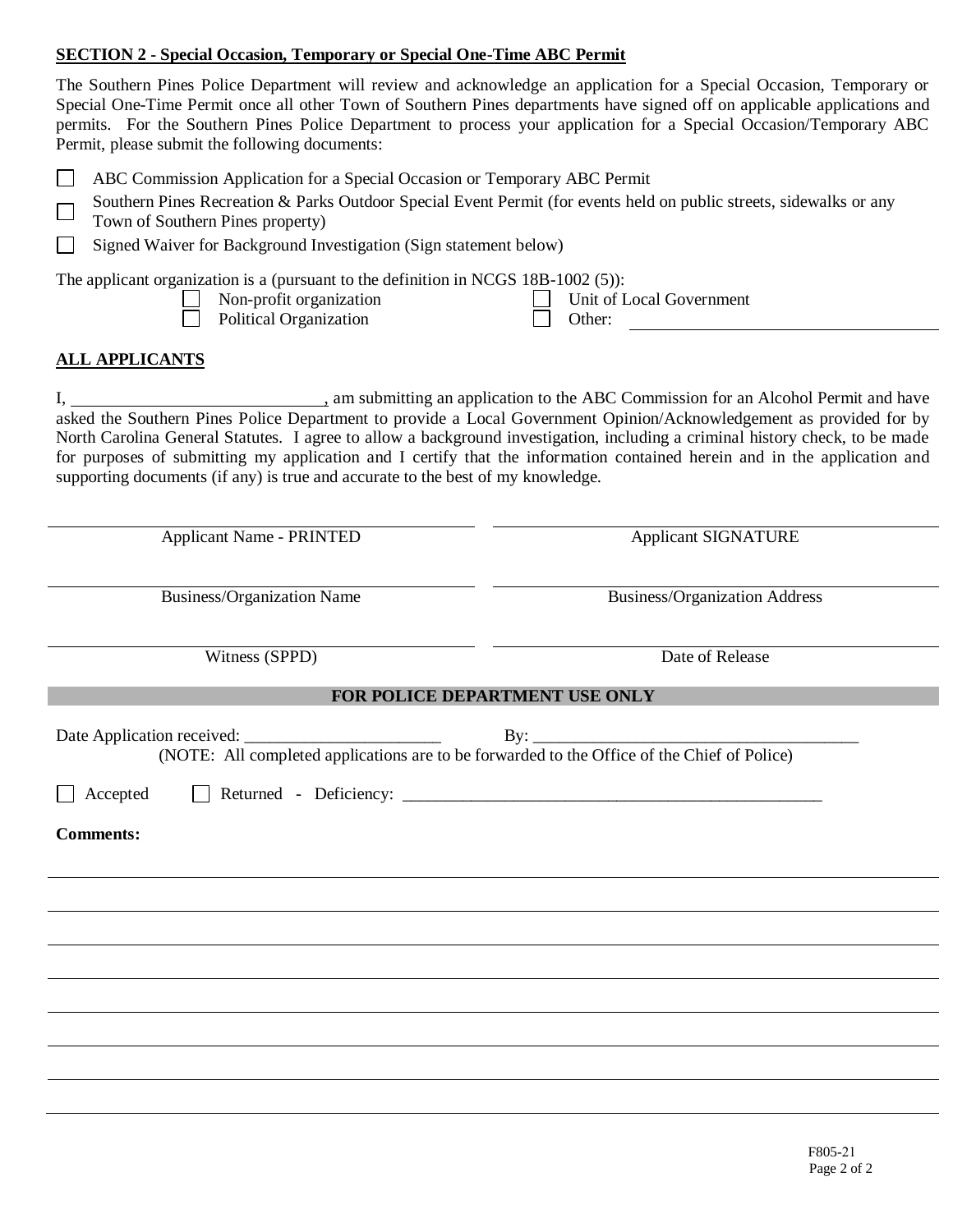**SECTION 2 - Special Occasion, Temporary or Special One-Time ABC Permit**

The Southern Pines Police Department will review and acknowledge an application for a Special Occasion, Temporary or Special One-Time Permit once all other Town of Southern Pines departments have signed off on applicable applications and permits. For the Southern Pines Police Department to process your application for a Special Occasion/Temporary ABC Permit, please submit the following documents:

- ☐ ABC Commission Application for a Special Occasion or Temporary ABC Permit
- ☐ Southern Pines Recreation & Parks Outdoor Special Event Permit (for events held on public streets, sidewalks or any Town of Southern Pines property)
- ☐ Signed Waiver for Background Investigation (Sign statement below)

The applicant organization is a (pursuant to the definition in NCGS 18B-1002 (5)):

☐ Non-profit organization ☐ Unit of Local Government
☐ Political Organization ☐ Other: ______________________

**ALL APPLICANTS**

I, ______________________, am submitting an application to the ABC Commission for an Alcohol Permit and have asked the Southern Pines Police Department to provide a Local Government Opinion/Acknowledgement as provided for by North Carolina General Statutes. I agree to allow a background investigation, including a criminal history check, to be made for purposes of submitting my application and I certify that the information contained herein and in the application and supporting documents (if any) is true and accurate to the best of my knowledge.

| | |
|---|---|
| ______________________ | ______________________ |
| Applicant Name - PRINTED | Applicant SIGNATURE |
| ______________________ | ______________________ |
| Business/Organization Name | Business/Organization Address |
| ______________________ | ______________________ |
| Witness (SPPD) | Date of Release |

**FOR POLICE DEPARTMENT USE ONLY**

Date Application received: _______________________ By: ______________________________________

(NOTE: All completed applications are to be forwarded to the Office of the Chief of Police)

☐ Accepted ☐ Returned - Deficiency: __________________________________________________

**Comments:**

_______________________________________________________________________________

_______________________________________________________________________________

_______________________________________________________________________________

_______________________________________________________________________________

_______________________________________________________________________________

_______________________________________________________________________________

_______________________________________________________________________________

F805-21